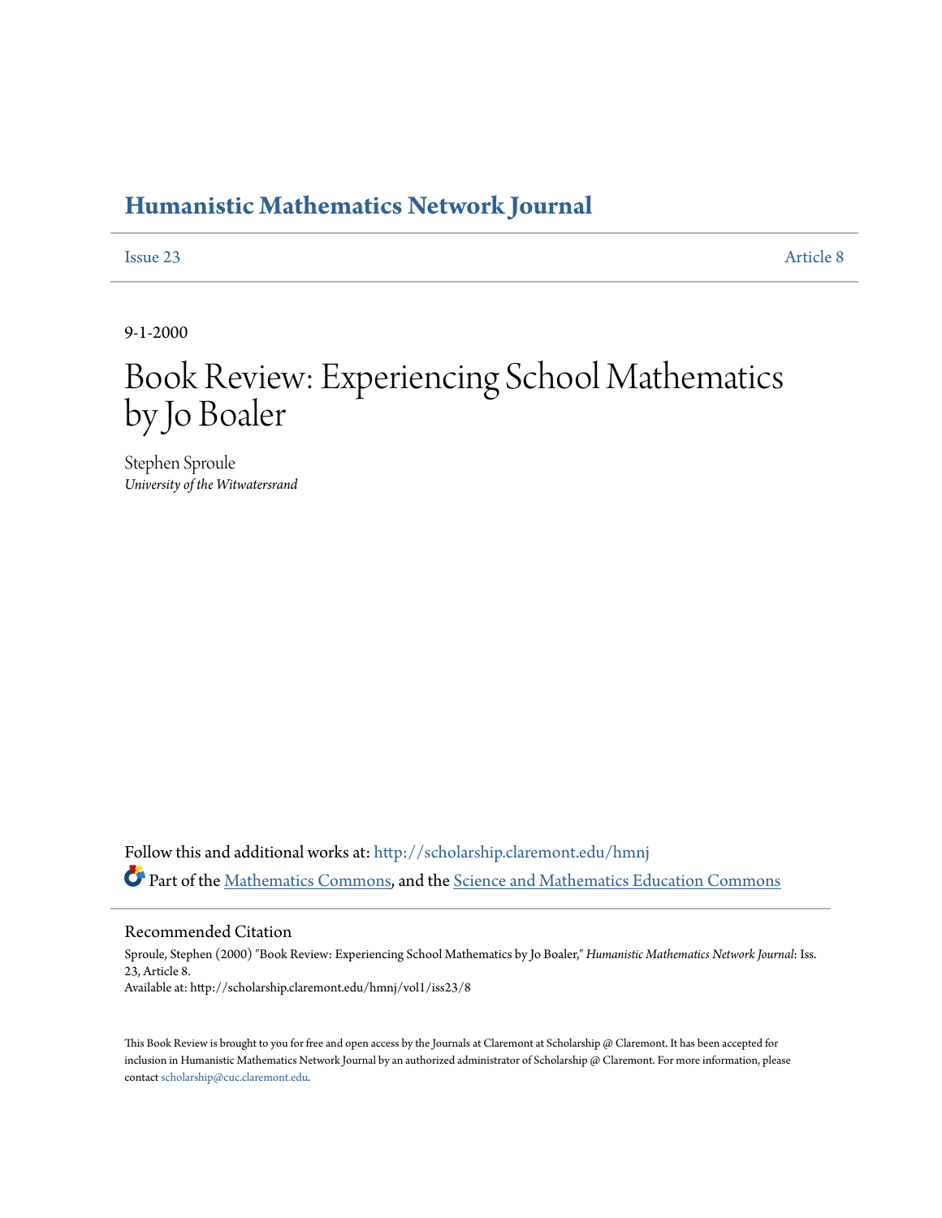# Humanistic Mathematics Network Journal

Issue 23 Article 8

9-1-2000

# Book Review: Experiencing School Mathematics by Jo Boaler

Stephen Sproule
*University of the Witwatersrand*

Follow this and additional works at: http://scholarship.claremont.edu/hmnj

Part of the Mathematics Commons, and the Science and Mathematics Education Commons

## Recommended Citation

Sproule, Stephen (2000) "Book Review: Experiencing School Mathematics by Jo Boaler," *Humanistic Mathematics Network Journal*: Iss. 23, Article 8.
Available at: http://scholarship.claremont.edu/hmnj/vol1/iss23/8

This Book Review is brought to you for free and open access by the Journals at Claremont at Scholarship @ Claremont. It has been accepted for inclusion in Humanistic Mathematics Network Journal by an authorized administrator of Scholarship @ Claremont. For more information, please contact scholarship@cuc.claremont.edu.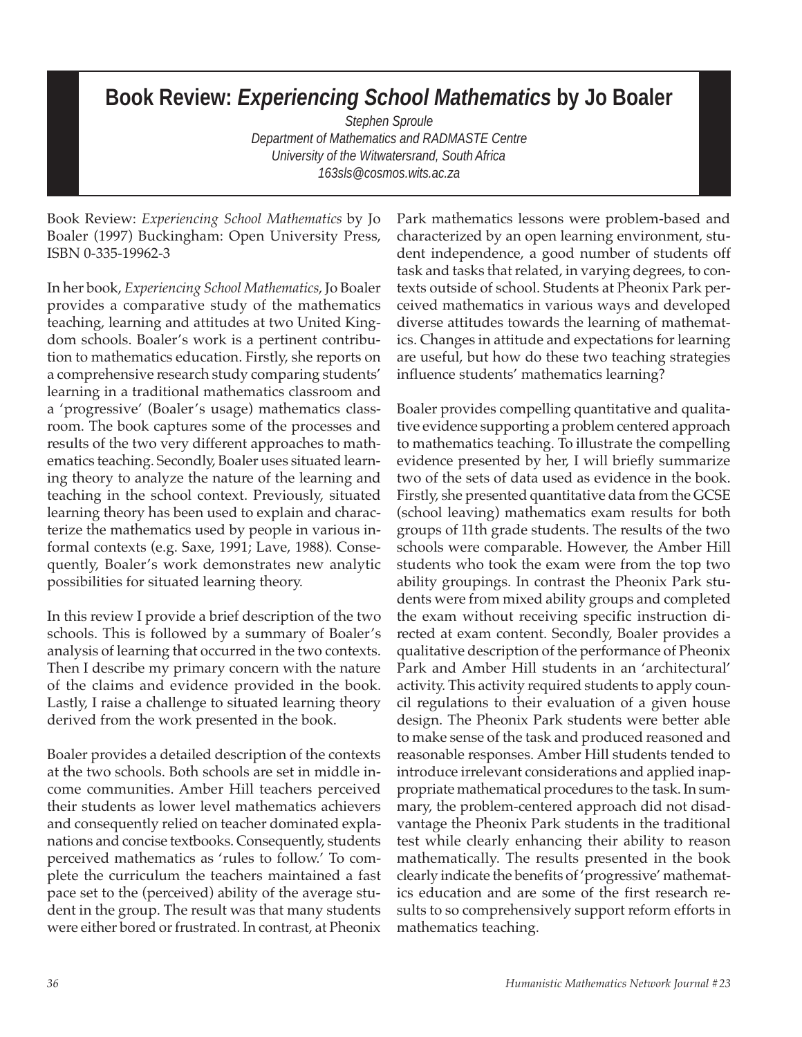# Book Review: *Experiencing School Mathematics* by Jo Boaler

*Stephen Sproule*
*Department of Mathematics and RADMASTE Centre*
*University of the Witwatersrand, South Africa*
*163sls@cosmos.wits.ac.za*

Book Review: *Experiencing School Mathematics* by Jo Boaler (1997) Buckingham: Open University Press, ISBN 0-335-19962-3

In her book, *Experiencing School Mathematics*, Jo Boaler provides a comparative study of the mathematics teaching, learning and attitudes at two United Kingdom schools. Boaler's work is a pertinent contribution to mathematics education. Firstly, she reports on a comprehensive research study comparing students' learning in a traditional mathematics classroom and a 'progressive' (Boaler's usage) mathematics classroom. The book captures some of the processes and results of the two very different approaches to mathematics teaching. Secondly, Boaler uses situated learning theory to analyze the nature of the learning and teaching in the school context. Previously, situated learning theory has been used to explain and characterize the mathematics used by people in various informal contexts (e.g. Saxe, 1991; Lave, 1988). Consequently, Boaler's work demonstrates new analytic possibilities for situated learning theory.

In this review I provide a brief description of the two schools. This is followed by a summary of Boaler's analysis of learning that occurred in the two contexts. Then I describe my primary concern with the nature of the claims and evidence provided in the book. Lastly, I raise a challenge to situated learning theory derived from the work presented in the book.

Boaler provides a detailed description of the contexts at the two schools. Both schools are set in middle income communities. Amber Hill teachers perceived their students as lower level mathematics achievers and consequently relied on teacher dominated explanations and concise textbooks. Consequently, students perceived mathematics as 'rules to follow.' To complete the curriculum the teachers maintained a fast pace set to the (perceived) ability of the average student in the group. The result was that many students were either bored or frustrated. In contrast, at Pheonix Park mathematics lessons were problem-based and characterized by an open learning environment, student independence, a good number of students off task and tasks that related, in varying degrees, to contexts outside of school. Students at Pheonix Park perceived mathematics in various ways and developed diverse attitudes towards the learning of mathematics. Changes in attitude and expectations for learning are useful, but how do these two teaching strategies influence students' mathematics learning?

Boaler provides compelling quantitative and qualitative evidence supporting a problem centered approach to mathematics teaching. To illustrate the compelling evidence presented by her, I will briefly summarize two of the sets of data used as evidence in the book. Firstly, she presented quantitative data from the GCSE (school leaving) mathematics exam results for both groups of 11th grade students. The results of the two schools were comparable. However, the Amber Hill students who took the exam were from the top two ability groupings. In contrast the Pheonix Park students were from mixed ability groups and completed the exam without receiving specific instruction directed at exam content. Secondly, Boaler provides a qualitative description of the performance of Pheonix Park and Amber Hill students in an 'architectural' activity. This activity required students to apply council regulations to their evaluation of a given house design. The Pheonix Park students were better able to make sense of the task and produced reasoned and reasonable responses. Amber Hill students tended to introduce irrelevant considerations and applied inappropriate mathematical procedures to the task. In summary, the problem-centered approach did not disadvantage the Pheonix Park students in the traditional test while clearly enhancing their ability to reason mathematically. The results presented in the book clearly indicate the benefits of 'progressive' mathematics education and are some of the first research results to so comprehensively support reform efforts in mathematics teaching.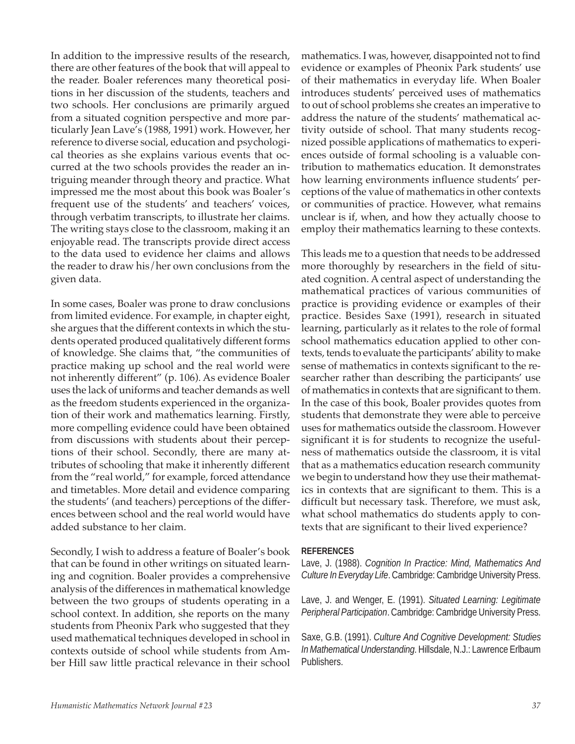In addition to the impressive results of the research, there are other features of the book that will appeal to the reader. Boaler references many theoretical positions in her discussion of the students, teachers and two schools. Her conclusions are primarily argued from a situated cognition perspective and more particularly Jean Lave's (1988, 1991) work. However, her reference to diverse social, education and psychological theories as she explains various events that occurred at the two schools provides the reader an intriguing meander through theory and practice. What impressed me the most about this book was Boaler's frequent use of the students' and teachers' voices, through verbatim transcripts, to illustrate her claims. The writing stays close to the classroom, making it an enjoyable read. The transcripts provide direct access to the data used to evidence her claims and allows the reader to draw his/her own conclusions from the given data.

In some cases, Boaler was prone to draw conclusions from limited evidence. For example, in chapter eight, she argues that the different contexts in which the students operated produced qualitatively different forms of knowledge. She claims that, "the communities of practice making up school and the real world were not inherently different" (p. 106). As evidence Boaler uses the lack of uniforms and teacher demands as well as the freedom students experienced in the organization of their work and mathematics learning. Firstly, more compelling evidence could have been obtained from discussions with students about their perceptions of their school. Secondly, there are many attributes of schooling that make it inherently different from the "real world," for example, forced attendance and timetables. More detail and evidence comparing the students' (and teachers) perceptions of the differences between school and the real world would have added substance to her claim.

Secondly, I wish to address a feature of Boaler's book that can be found in other writings on situated learning and cognition. Boaler provides a comprehensive analysis of the differences in mathematical knowledge between the two groups of students operating in a school context. In addition, she reports on the many students from Pheonix Park who suggested that they used mathematical techniques developed in school in contexts outside of school while students from Amber Hill saw little practical relevance in their school mathematics. I was, however, disappointed not to find evidence or examples of Pheonix Park students' use of their mathematics in everyday life. When Boaler introduces students' perceived uses of mathematics to out of school problems she creates an imperative to address the nature of the students' mathematical activity outside of school. That many students recognized possible applications of mathematics to experiences outside of formal schooling is a valuable contribution to mathematics education. It demonstrates how learning environments influence students' perceptions of the value of mathematics in other contexts or communities of practice. However, what remains unclear is if, when, and how they actually choose to employ their mathematics learning to these contexts.

This leads me to a question that needs to be addressed more thoroughly by researchers in the field of situated cognition. A central aspect of understanding the mathematical practices of various communities of practice is providing evidence or examples of their practice. Besides Saxe (1991), research in situated learning, particularly as it relates to the role of formal school mathematics education applied to other contexts, tends to evaluate the participants' ability to make sense of mathematics in contexts significant to the researcher rather than describing the participants' use of mathematics in contexts that are significant to them. In the case of this book, Boaler provides quotes from students that demonstrate they were able to perceive uses for mathematics outside the classroom. However significant it is for students to recognize the usefulness of mathematics outside the classroom, it is vital that as a mathematics education research community we begin to understand how they use their mathematics in contexts that are significant to them. This is a difficult but necessary task. Therefore, we must ask, what school mathematics do students apply to contexts that are significant to their lived experience?

**REFERENCES**

Lave, J. (1988). *Cognition In Practice: Mind, Mathematics And Culture In Everyday Life*. Cambridge: Cambridge University Press.

Lave, J. and Wenger, E. (1991). *Situated Learning: Legitimate Peripheral Participation*. Cambridge: Cambridge University Press.

Saxe, G.B. (1991). *Culture And Cognitive Development: Studies In Mathematical Understanding*. Hillsdale, N.J.: Lawrence Erlbaum Publishers.